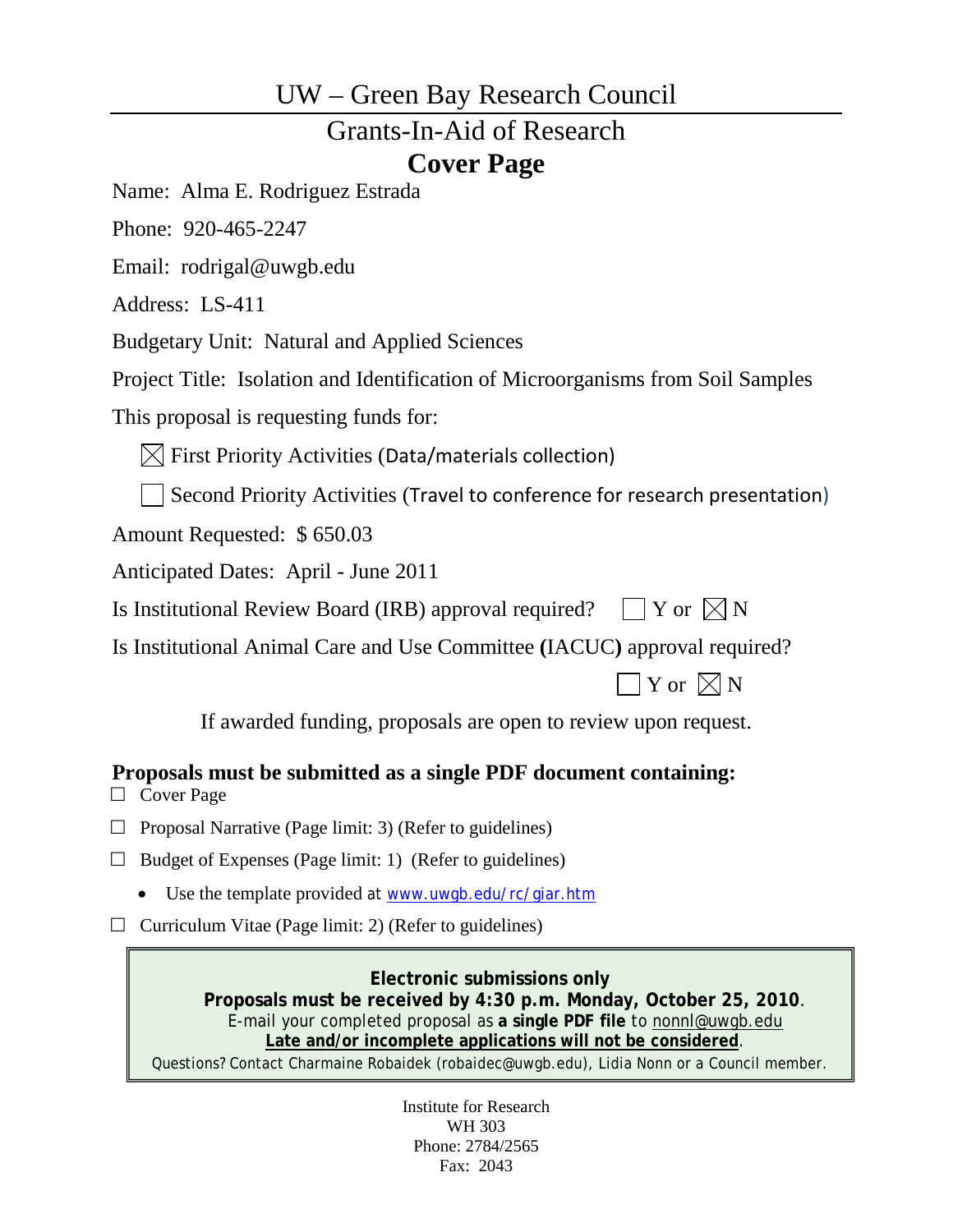# UW – Green Bay Research Council

## Grants-In-Aid of Research

## **Cover Page**

Name: Alma E. Rodriguez Estrada

Phone: 920-465-2247

Email: rodrigal@uwgb.edu

Address: LS-411

Budgetary Unit: Natural and Applied Sciences

Project Title: Isolation and Identification of Microorganisms from Soil Samples

This proposal is requesting funds for:

☒ First Priority Activities (Data/materials collection)

☐ Second Priority Activities (Travel to conference for research presentation)

Amount Requested: $ 650.03

Anticipated Dates: April - June 2011

Is Institutional Review Board (IRB) approval required? ☐ Y or ☒ N

Is Institutional Animal Care and Use Committee **(**IACUC**)** approval required?

☐ Y or ☒ N

If awarded funding, proposals are open to review upon request.

**Proposals must be submitted as a single PDF document containing:**

☐ Cover Page

☐ Proposal Narrative (Page limit: 3) (Refer to guidelines)

☐ Budget of Expenses (Page limit: 1) (Refer to guidelines)

- Use the template provided at www.uwgb.edu/rc/giar.htm

☐ Curriculum Vitae (Page limit: 2) (Refer to guidelines)

**Electronic submissions only**
**Proposals must be received by 4:30 p.m. Monday, October 25, 2010**.
E-mail your completed proposal as **a single PDF file** to nonnl@uwgb.edu
**Late and/or incomplete applications will not be considered**.
Questions? Contact Charmaine Robaidek (robaidec@uwgb.edu), Lidia Nonn or a Council member.

Institute for Research
WH 303
Phone: 2784/2565
Fax: 2043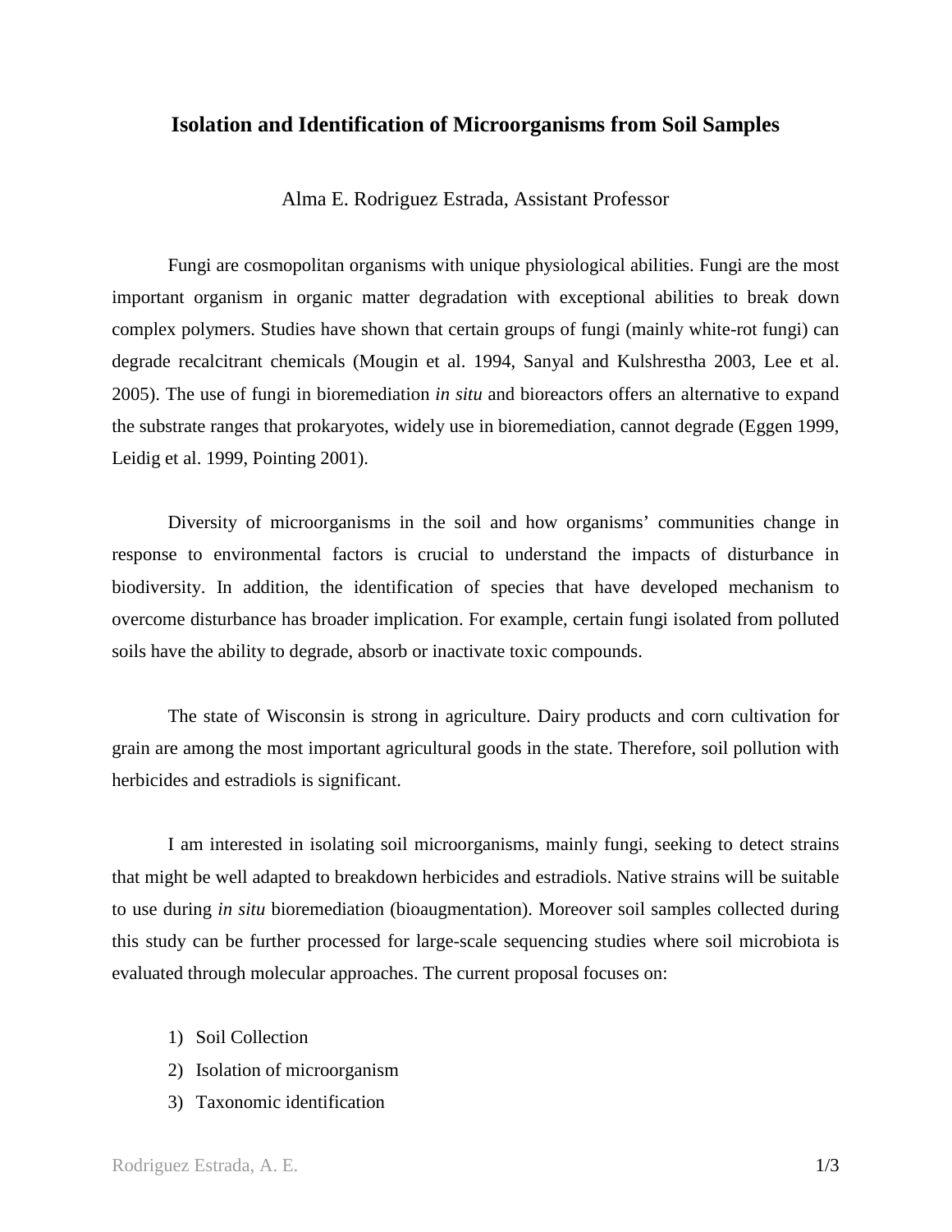## Isolation and Identification of Microorganisms from Soil Samples

Alma E. Rodriguez Estrada, Assistant Professor

Fungi are cosmopolitan organisms with unique physiological abilities. Fungi are the most important organism in organic matter degradation with exceptional abilities to break down complex polymers. Studies have shown that certain groups of fungi (mainly white-rot fungi) can degrade recalcitrant chemicals (Mougin et al. 1994, Sanyal and Kulshrestha 2003, Lee et al. 2005). The use of fungi in bioremediation *in situ* and bioreactors offers an alternative to expand the substrate ranges that prokaryotes, widely use in bioremediation, cannot degrade (Eggen 1999, Leidig et al. 1999, Pointing 2001).

Diversity of microorganisms in the soil and how organisms' communities change in response to environmental factors is crucial to understand the impacts of disturbance in biodiversity. In addition, the identification of species that have developed mechanism to overcome disturbance has broader implication. For example, certain fungi isolated from polluted soils have the ability to degrade, absorb or inactivate toxic compounds.

The state of Wisconsin is strong in agriculture. Dairy products and corn cultivation for grain are among the most important agricultural goods in the state. Therefore, soil pollution with herbicides and estradiols is significant.

I am interested in isolating soil microorganisms, mainly fungi, seeking to detect strains that might be well adapted to breakdown herbicides and estradiols. Native strains will be suitable to use during *in situ* bioremediation (bioaugmentation). Moreover soil samples collected during this study can be further processed for large-scale sequencing studies where soil microbiota is evaluated through molecular approaches. The current proposal focuses on:

1) Soil Collection
2) Isolation of microorganism
3) Taxonomic identification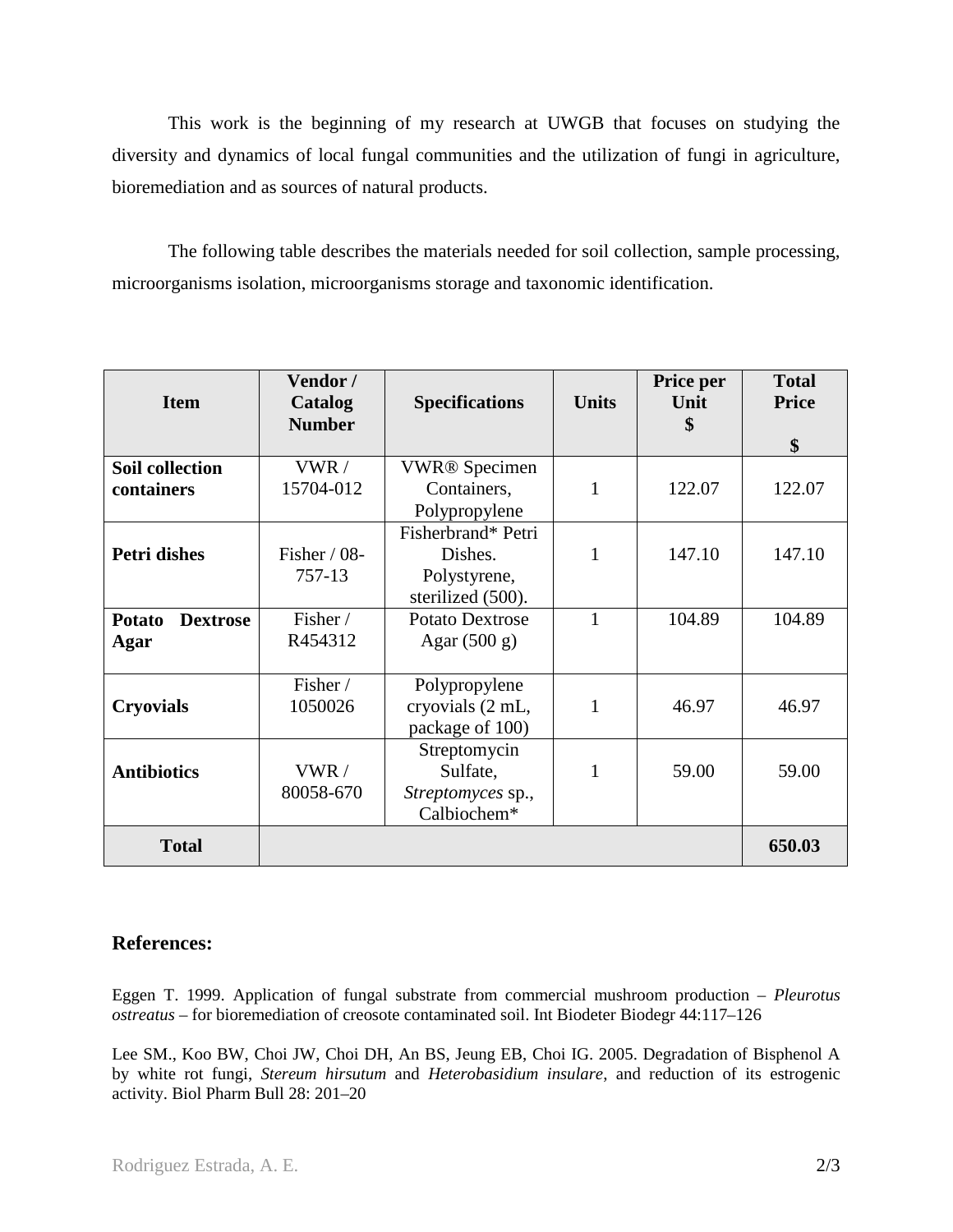This work is the beginning of my research at UWGB that focuses on studying the diversity and dynamics of local fungal communities and the utilization of fungi in agriculture, bioremediation and as sources of natural products.

The following table describes the materials needed for soil collection, sample processing, microorganisms isolation, microorganisms storage and taxonomic identification.

| Item | Vendor / Catalog Number | Specifications | Units | Price per Unit $ | Total Price $ |
|---|---|---|---|---|---|
| **Soil collection containers** | VWR / 15704-012 | VWR® Specimen Containers, Polypropylene | 1 | 122.07 | 122.07 |
| **Petri dishes** | Fisher / 08-757-13 | Fisherbrand* Petri Dishes. Polystyrene, sterilized (500). | 1 | 147.10 | 147.10 |
| **Potato Dextrose Agar** | Fisher / R454312 | Potato Dextrose Agar (500 g) | 1 | 104.89 | 104.89 |
| **Cryovials** | Fisher / 1050026 | Polypropylene cryovials (2 mL, package of 100) | 1 | 46.97 | 46.97 |
| **Antibiotics** | VWR / 80058-670 | Streptomycin Sulfate, *Streptomyces* sp., Calbiochem* | 1 | 59.00 | 59.00 |
| **Total** | | | | | **650.03** |

## References:

Eggen T. 1999. Application of fungal substrate from commercial mushroom production – *Pleurotus ostreatus* – for bioremediation of creosote contaminated soil. Int Biodeter Biodegr 44:117–126

Lee SM., Koo BW, Choi JW, Choi DH, An BS, Jeung EB, Choi IG. 2005. Degradation of Bisphenol A by white rot fungi, *Stereum hirsutum* and *Heterobasidium insulare*, and reduction of its estrogenic activity. Biol Pharm Bull 28: 201–20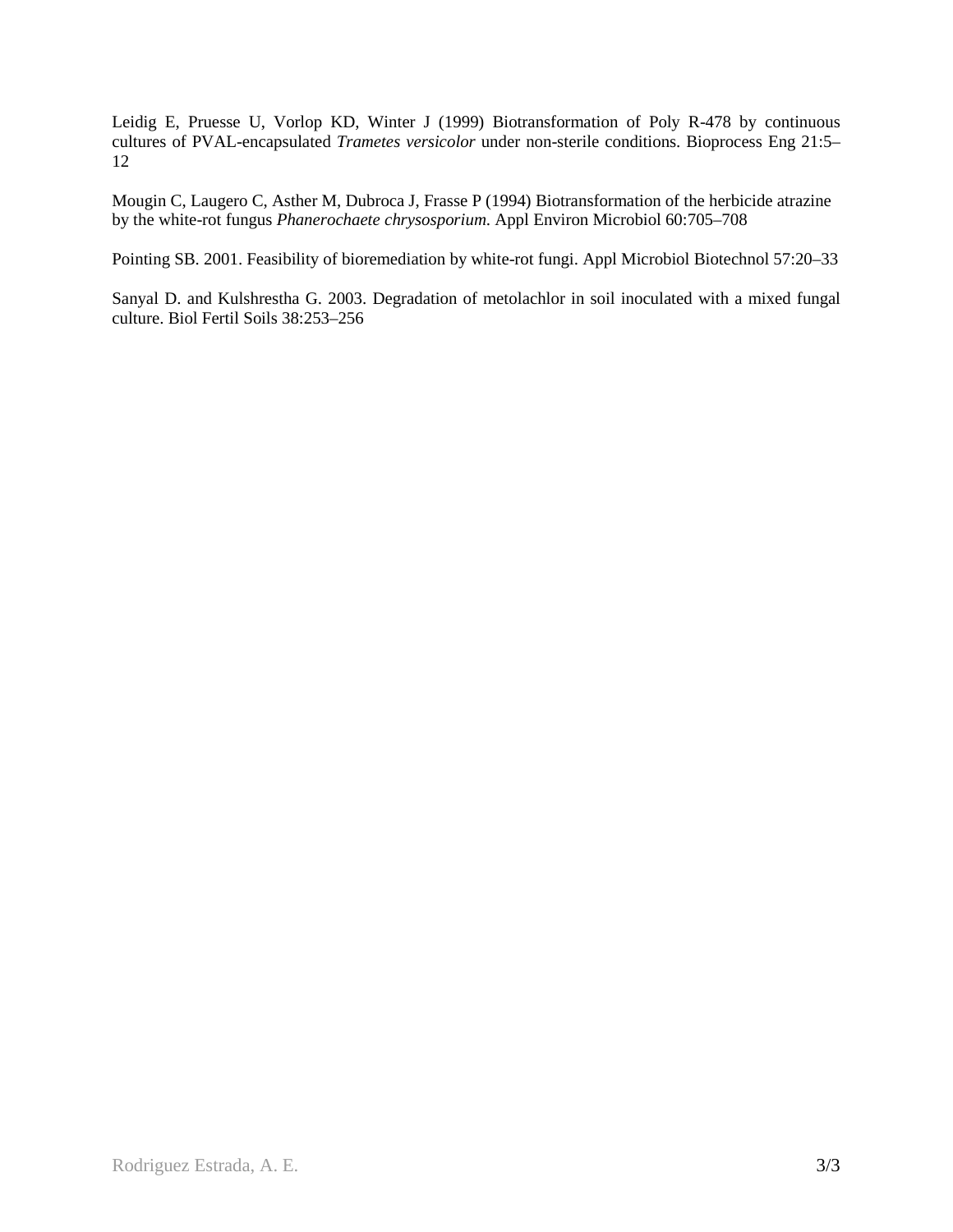Leidig E, Pruesse U, Vorlop KD, Winter J (1999) Biotransformation of Poly R-478 by continuous cultures of PVAL-encapsulated *Trametes versicolor* under non-sterile conditions. Bioprocess Eng 21:5–12

Mougin C, Laugero C, Asther M, Dubroca J, Frasse P (1994) Biotransformation of the herbicide atrazine by the white-rot fungus *Phanerochaete chrysosporium*. Appl Environ Microbiol 60:705–708

Pointing SB. 2001. Feasibility of bioremediation by white-rot fungi. Appl Microbiol Biotechnol 57:20–33

Sanyal D. and Kulshrestha G. 2003. Degradation of metolachlor in soil inoculated with a mixed fungal culture. Biol Fertil Soils 38:253–256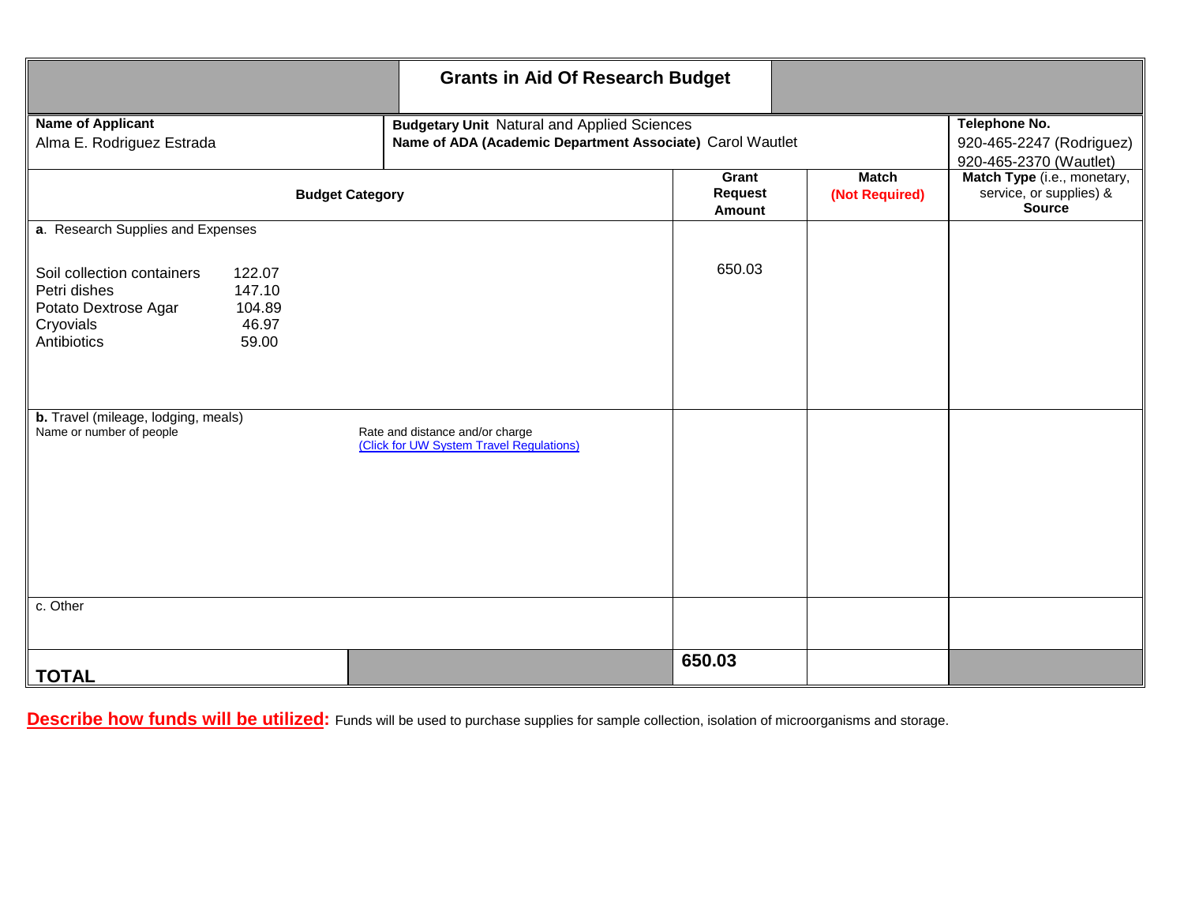# Grants in Aid Of Research Budget

| **Name of Applicant** | **Budgetary Unit** Natural and Applied Sciences | **Telephone No.** |
|---|---|---|
| Alma E. Rodriguez Estrada | **Name of ADA (Academic Department Associate)** Carol Wautlet | 920-465-2247 (Rodriguez)<br>920-465-2370 (Wautlet) |

| **Budget Category** | **Grant Request Amount** | **Match (Not Required)** | **Match Type** (i.e., monetary, service, or supplies) & **Source** |
|---|---|---|---|
| **a**. Research Supplies and Expenses<br><br>Soil collection containers 122.07<br>Petri dishes 147.10<br>Potato Dextrose Agar 104.89<br>Cryovials 46.97<br>Antibiotics 59.00 | 650.03 | | |
| **b.** Travel (mileage, lodging, meals)<br>Name or number of people — Rate and distance and/or charge (Click for UW System Travel Regulations) | | | |
| c. Other | | | |
| **TOTAL** | **650.03** | | |

**Describe how funds will be utilized:** Funds will be used to purchase supplies for sample collection, isolation of microorganisms and storage.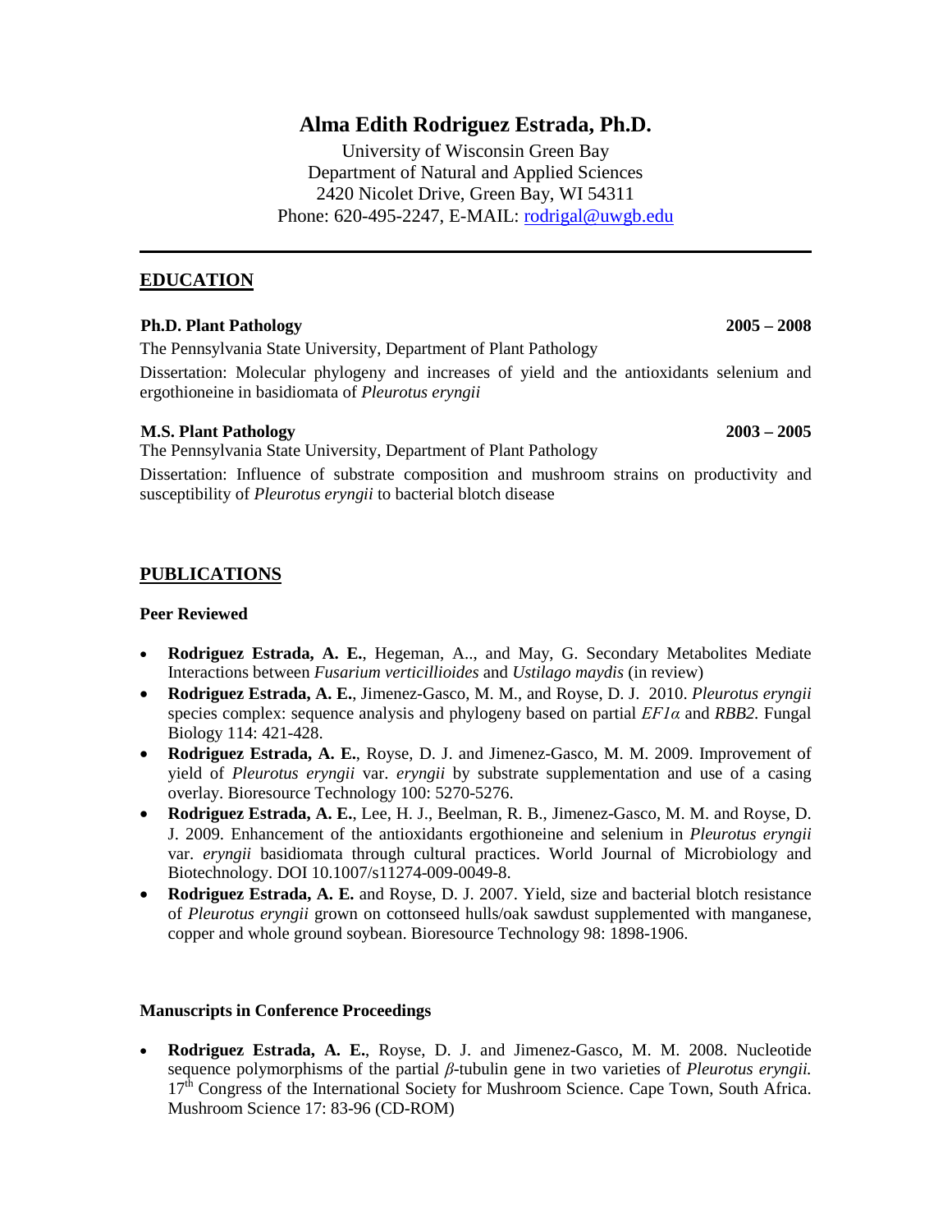# Alma Edith Rodriguez Estrada, Ph.D.

University of Wisconsin Green Bay
Department of Natural and Applied Sciences
2420 Nicolet Drive, Green Bay, WI 54311
Phone: 620-495-2247, E-MAIL: rodrigal@uwgb.edu

---

## EDUCATION

**Ph.D. Plant Pathology** **2005 – 2008**

The Pennsylvania State University, Department of Plant Pathology

Dissertation: Molecular phylogeny and increases of yield and the antioxidants selenium and ergothioneine in basidiomata of *Pleurotus eryngii*

**M.S. Plant Pathology** **2003 – 2005**

The Pennsylvania State University, Department of Plant Pathology

Dissertation: Influence of substrate composition and mushroom strains on productivity and susceptibility of *Pleurotus eryngii* to bacterial blotch disease

## PUBLICATIONS

### Peer Reviewed

- **Rodriguez Estrada, A. E.**, Hegeman, A.., and May, G. Secondary Metabolites Mediate Interactions between *Fusarium verticillioides* and *Ustilago maydis* (in review)
- **Rodriguez Estrada, A. E.**, Jimenez-Gasco, M. M., and Royse, D. J. 2010. *Pleurotus eryngii* species complex: sequence analysis and phylogeny based on partial *EF1α* and *RBB2.* Fungal Biology 114: 421-428.
- **Rodriguez Estrada, A. E.**, Royse, D. J. and Jimenez-Gasco, M. M. 2009. Improvement of yield of *Pleurotus eryngii* var. *eryngii* by substrate supplementation and use of a casing overlay. Bioresource Technology 100: 5270-5276.
- **Rodriguez Estrada, A. E.**, Lee, H. J., Beelman, R. B., Jimenez-Gasco, M. M. and Royse, D. J. 2009. Enhancement of the antioxidants ergothioneine and selenium in *Pleurotus eryngii* var. *eryngii* basidiomata through cultural practices. World Journal of Microbiology and Biotechnology. DOI 10.1007/s11274-009-0049-8.
- **Rodriguez Estrada, A. E.** and Royse, D. J. 2007. Yield, size and bacterial blotch resistance of *Pleurotus eryngii* grown on cottonseed hulls/oak sawdust supplemented with manganese, copper and whole ground soybean. Bioresource Technology 98: 1898-1906.

### Manuscripts in Conference Proceedings

- **Rodriguez Estrada, A. E.**, Royse, D. J. and Jimenez-Gasco, M. M. 2008. Nucleotide sequence polymorphisms of the partial *β*-tubulin gene in two varieties of *Pleurotus eryngii.* 17th Congress of the International Society for Mushroom Science. Cape Town, South Africa. Mushroom Science 17: 83-96 (CD-ROM)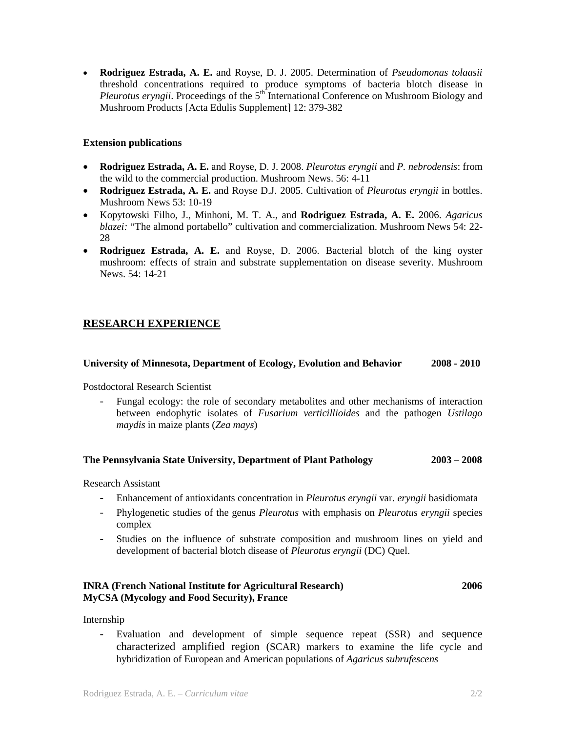- **Rodriguez Estrada, A. E.** and Royse, D. J. 2005. Determination of *Pseudomonas tolaasii* threshold concentrations required to produce symptoms of bacteria blotch disease in *Pleurotus eryngii*. Proceedings of the 5$^{th}$ International Conference on Mushroom Biology and Mushroom Products [Acta Edulis Supplement] 12: 379-382

**Extension publications**

- **Rodriguez Estrada, A. E.** and Royse, D. J. 2008. *Pleurotus eryngii* and *P. nebrodensis*: from the wild to the commercial production. Mushroom News. 56: 4-11
- **Rodriguez Estrada, A. E.** and Royse D.J. 2005. Cultivation of *Pleurotus eryngii* in bottles. Mushroom News 53: 10-19
- Kopytowski Filho, J., Minhoni, M. T. A., and **Rodriguez Estrada, A. E.** 2006. *Agaricus blazei:* "The almond portabello" cultivation and commercialization. Mushroom News 54: 22-28
- **Rodriguez Estrada, A. E.** and Royse, D. 2006. Bacterial blotch of the king oyster mushroom: effects of strain and substrate supplementation on disease severity. Mushroom News. 54: 14-21

## RESEARCH EXPERIENCE

**University of Minnesota, Department of Ecology, Evolution and Behavior 2008 - 2010**

Postdoctoral Research Scientist

- Fungal ecology: the role of secondary metabolites and other mechanisms of interaction between endophytic isolates of *Fusarium verticillioides* and the pathogen *Ustilago maydis* in maize plants (*Zea mays*)

**The Pennsylvania State University, Department of Plant Pathology 2003 – 2008**

Research Assistant

- Enhancement of antioxidants concentration in *Pleurotus eryngii* var. *eryngii* basidiomata
- Phylogenetic studies of the genus *Pleurotus* with emphasis on *Pleurotus eryngii* species complex
- Studies on the influence of substrate composition and mushroom lines on yield and development of bacterial blotch disease of *Pleurotus eryngii* (DC) Quel.

**INRA (French National Institute for Agricultural Research) 2006**
**MyCSA (Mycology and Food Security), France**

Internship

- Evaluation and development of simple sequence repeat (SSR) and sequence characterized amplified region (SCAR) markers to examine the life cycle and hybridization of European and American populations of *Agaricus subrufescens*